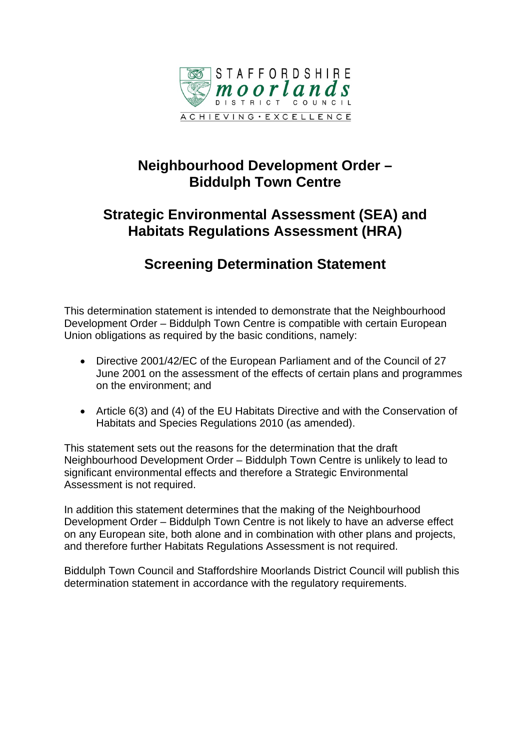STAFFORDSHIRE moorlands DISTRICT COUNCIL

ACHIEVING • EXCELLENCE

# Neighbourhood Development Order – Biddulph Town Centre

# Strategic Environmental Assessment (SEA) and Habitats Regulations Assessment (HRA)

# Screening Determination Statement

This determination statement is intended to demonstrate that the Neighbourhood Development Order – Biddulph Town Centre is compatible with certain European Union obligations as required by the basic conditions, namely:

- Directive 2001/42/EC of the European Parliament and of the Council of 27 June 2001 on the assessment of the effects of certain plans and programmes on the environment; and
- Article 6(3) and (4) of the EU Habitats Directive and with the Conservation of Habitats and Species Regulations 2010 (as amended).

This statement sets out the reasons for the determination that the draft Neighbourhood Development Order – Biddulph Town Centre is unlikely to lead to significant environmental effects and therefore a Strategic Environmental Assessment is not required.

In addition this statement determines that the making of the Neighbourhood Development Order – Biddulph Town Centre is not likely to have an adverse effect on any European site, both alone and in combination with other plans and projects, and therefore further Habitats Regulations Assessment is not required.

Biddulph Town Council and Staffordshire Moorlands District Council will publish this determination statement in accordance with the regulatory requirements.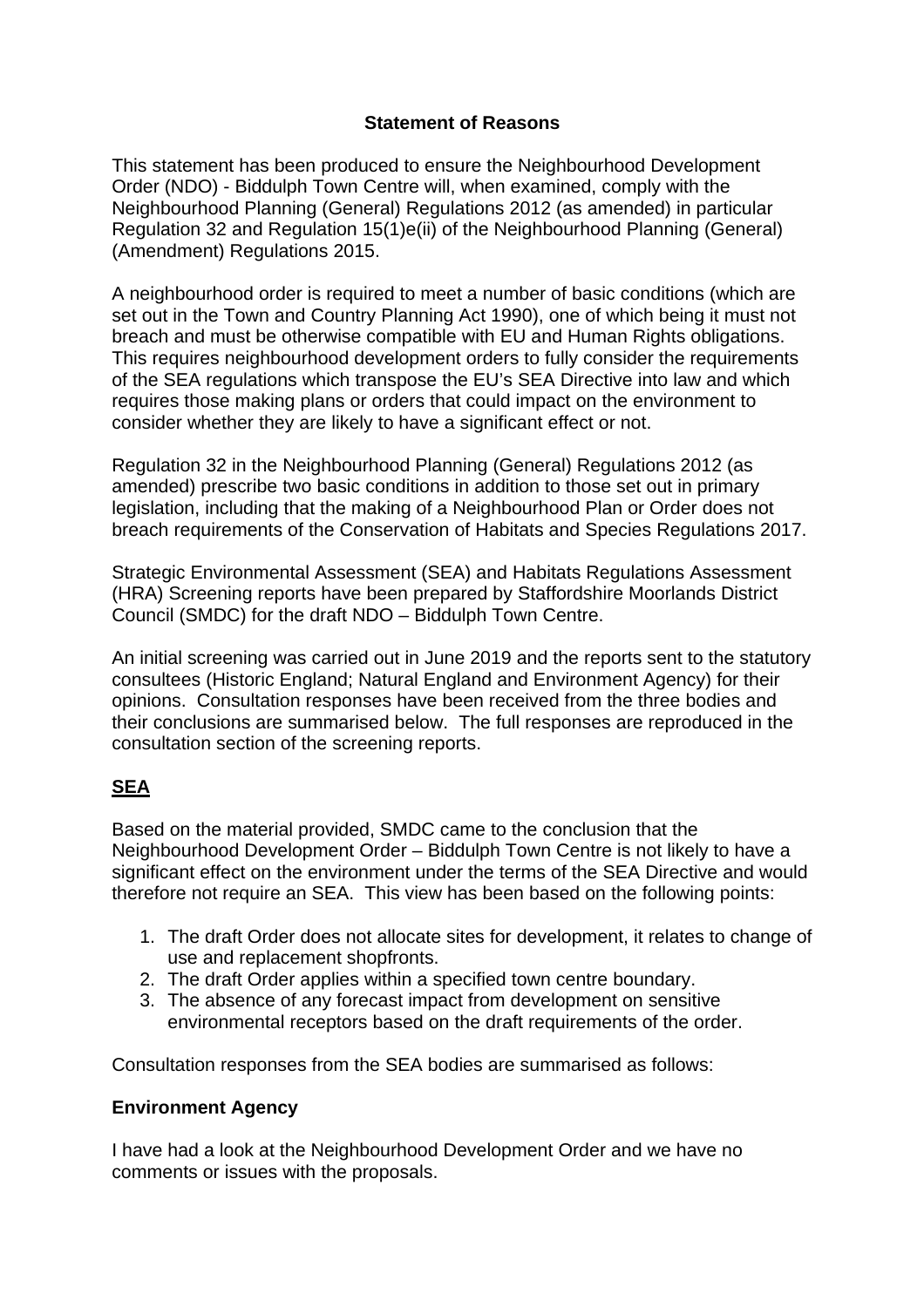## Statement of Reasons

This statement has been produced to ensure the Neighbourhood Development Order (NDO) - Biddulph Town Centre will, when examined, comply with the Neighbourhood Planning (General) Regulations 2012 (as amended) in particular Regulation 32 and Regulation 15(1)e(ii) of the Neighbourhood Planning (General) (Amendment) Regulations 2015.

A neighbourhood order is required to meet a number of basic conditions (which are set out in the Town and Country Planning Act 1990), one of which being it must not breach and must be otherwise compatible with EU and Human Rights obligations. This requires neighbourhood development orders to fully consider the requirements of the SEA regulations which transpose the EU's SEA Directive into law and which requires those making plans or orders that could impact on the environment to consider whether they are likely to have a significant effect or not.

Regulation 32 in the Neighbourhood Planning (General) Regulations 2012 (as amended) prescribe two basic conditions in addition to those set out in primary legislation, including that the making of a Neighbourhood Plan or Order does not breach requirements of the Conservation of Habitats and Species Regulations 2017.

Strategic Environmental Assessment (SEA) and Habitats Regulations Assessment (HRA) Screening reports have been prepared by Staffordshire Moorlands District Council (SMDC) for the draft NDO – Biddulph Town Centre.

An initial screening was carried out in June 2019 and the reports sent to the statutory consultees (Historic England; Natural England and Environment Agency) for their opinions. Consultation responses have been received from the three bodies and their conclusions are summarised below. The full responses are reproduced in the consultation section of the screening reports.

### SEA

Based on the material provided, SMDC came to the conclusion that the Neighbourhood Development Order – Biddulph Town Centre is not likely to have a significant effect on the environment under the terms of the SEA Directive and would therefore not require an SEA. This view has been based on the following points:

1. The draft Order does not allocate sites for development, it relates to change of use and replacement shopfronts.
2. The draft Order applies within a specified town centre boundary.
3. The absence of any forecast impact from development on sensitive environmental receptors based on the draft requirements of the order.

Consultation responses from the SEA bodies are summarised as follows:

**Environment Agency**

I have had a look at the Neighbourhood Development Order and we have no comments or issues with the proposals.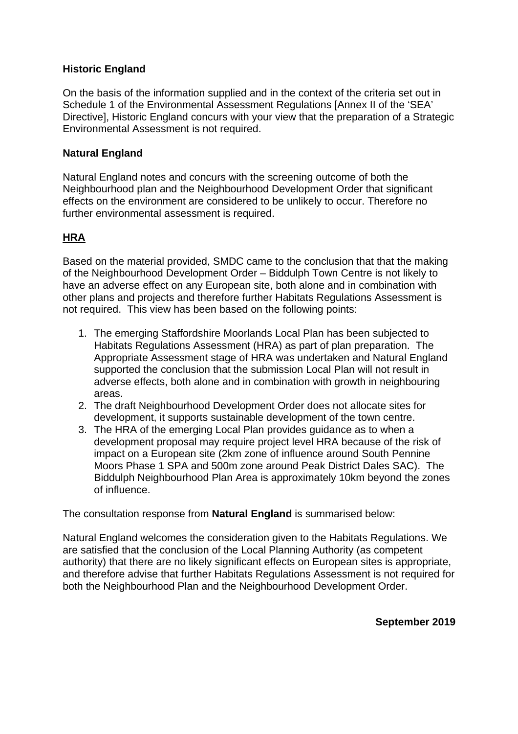**Historic England**

On the basis of the information supplied and in the context of the criteria set out in Schedule 1 of the Environmental Assessment Regulations [Annex II of the 'SEA' Directive], Historic England concurs with your view that the preparation of a Strategic Environmental Assessment is not required.

**Natural England**

Natural England notes and concurs with the screening outcome of both the Neighbourhood plan and the Neighbourhood Development Order that significant effects on the environment are considered to be unlikely to occur. Therefore no further environmental assessment is required.

## HRA

Based on the material provided, SMDC came to the conclusion that that the making of the Neighbourhood Development Order – Biddulph Town Centre is not likely to have an adverse effect on any European site, both alone and in combination with other plans and projects and therefore further Habitats Regulations Assessment is not required. This view has been based on the following points:

1. The emerging Staffordshire Moorlands Local Plan has been subjected to Habitats Regulations Assessment (HRA) as part of plan preparation. The Appropriate Assessment stage of HRA was undertaken and Natural England supported the conclusion that the submission Local Plan will not result in adverse effects, both alone and in combination with growth in neighbouring areas.
2. The draft Neighbourhood Development Order does not allocate sites for development, it supports sustainable development of the town centre.
3. The HRA of the emerging Local Plan provides guidance as to when a development proposal may require project level HRA because of the risk of impact on a European site (2km zone of influence around South Pennine Moors Phase 1 SPA and 500m zone around Peak District Dales SAC). The Biddulph Neighbourhood Plan Area is approximately 10km beyond the zones of influence.

The consultation response from **Natural England** is summarised below:

Natural England welcomes the consideration given to the Habitats Regulations. We are satisfied that the conclusion of the Local Planning Authority (as competent authority) that there are no likely significant effects on European sites is appropriate, and therefore advise that further Habitats Regulations Assessment is not required for both the Neighbourhood Plan and the Neighbourhood Development Order.

**September 2019**